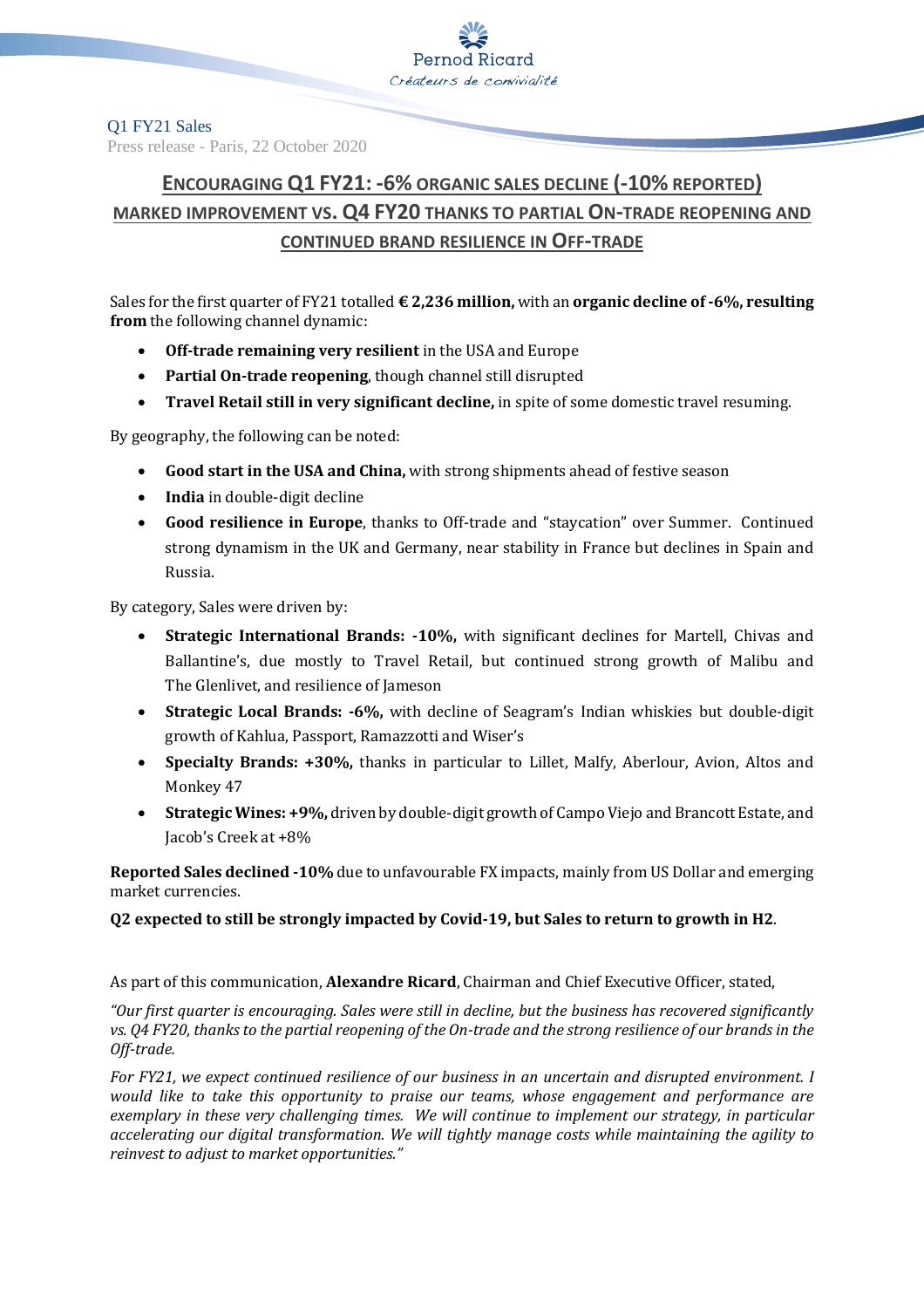Q1 FY21 Sales

Press release - Paris, 22 October 2020

# ENCOURAGING Q1 FY21: -6% ORGANIC SALES DECLINE (-10% REPORTED)

## MARKED IMPROVEMENT VS. Q4 FY20 THANKS TO PARTIAL ON-TRADE REOPENING AND CONTINUED BRAND RESILIENCE IN OFF-TRADE

Sales for the first quarter of FY21 totalled **€ 2,236 million,** with an **organic decline of -6%, resulting from** the following channel dynamic:

- **Off-trade remaining very resilient** in the USA and Europe
- **Partial On-trade reopening**, though channel still disrupted
- **Travel Retail still in very significant decline,** in spite of some domestic travel resuming.

By geography, the following can be noted:

- **Good start in the USA and China,** with strong shipments ahead of festive season
- **India** in double-digit decline
- **Good resilience in Europe**, thanks to Off-trade and "staycation" over Summer. Continued strong dynamism in the UK and Germany, near stability in France but declines in Spain and Russia.

By category, Sales were driven by:

- **Strategic International Brands: -10%,** with significant declines for Martell, Chivas and Ballantine's, due mostly to Travel Retail, but continued strong growth of Malibu and The Glenlivet, and resilience of Jameson
- **Strategic Local Brands: -6%,** with decline of Seagram's Indian whiskies but double-digit growth of Kahlua, Passport, Ramazzotti and Wiser's
- **Specialty Brands: +30%,** thanks in particular to Lillet, Malfy, Aberlour, Avion, Altos and Monkey 47
- **Strategic Wines: +9%,** driven by double-digit growth of Campo Viejo and Brancott Estate, and Jacob's Creek at +8%

**Reported Sales declined -10%** due to unfavourable FX impacts, mainly from US Dollar and emerging market currencies.

**Q2 expected to still be strongly impacted by Covid-19, but Sales to return to growth in H2**.

As part of this communication, **Alexandre Ricard**, Chairman and Chief Executive Officer, stated,

*"Our first quarter is encouraging. Sales were still in decline, but the business has recovered significantly vs. Q4 FY20, thanks to the partial reopening of the On-trade and the strong resilience of our brands in the Off-trade.*

*For FY21, we expect continued resilience of our business in an uncertain and disrupted environment. I would like to take this opportunity to praise our teams, whose engagement and performance are exemplary in these very challenging times. We will continue to implement our strategy, in particular accelerating our digital transformation. We will tightly manage costs while maintaining the agility to reinvest to adjust to market opportunities."*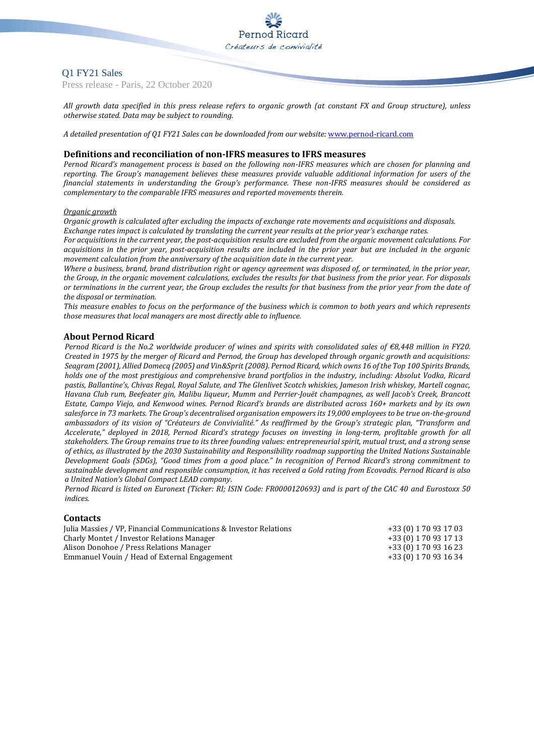Q1 FY21 Sales

Press release - Paris, 22 October 2020

*All growth data specified in this press release refers to organic growth (at constant FX and Group structure), unless otherwise stated. Data may be subject to rounding.*

*A detailed presentation of Q1 FY21 Sales can be downloaded from our website:* [www.pernod-ricard.com](http://www.pernod-ricard.com)

## Definitions and reconciliation of non-IFRS measures to IFRS measures

*Pernod Ricard's management process is based on the following non-IFRS measures which are chosen for planning and reporting. The Group's management believes these measures provide valuable additional information for users of the financial statements in understanding the Group's performance. These non-IFRS measures should be considered as complementary to the comparable IFRS measures and reported movements therein.*

*Organic growth*

*Organic growth is calculated after excluding the impacts of exchange rate movements and acquisitions and disposals.*
*Exchange rates impact is calculated by translating the current year results at the prior year's exchange rates.*
*For acquisitions in the current year, the post-acquisition results are excluded from the organic movement calculations. For acquisitions in the prior year, post-acquisition results are included in the prior year but are included in the organic movement calculation from the anniversary of the acquisition date in the current year.*
*Where a business, brand, brand distribution right or agency agreement was disposed of, or terminated, in the prior year, the Group, in the organic movement calculations, excludes the results for that business from the prior year. For disposals or terminations in the current year, the Group excludes the results for that business from the prior year from the date of the disposal or termination.*
*This measure enables to focus on the performance of the business which is common to both years and which represents those measures that local managers are most directly able to influence.*

## About Pernod Ricard

*Pernod Ricard is the No.2 worldwide producer of wines and spirits with consolidated sales of €8,448 million in FY20. Created in 1975 by the merger of Ricard and Pernod, the Group has developed through organic growth and acquisitions: Seagram (2001), Allied Domecq (2005) and Vin&Sprit (2008). Pernod Ricard, which owns 16 of the Top 100 Spirits Brands, holds one of the most prestigious and comprehensive brand portfolios in the industry, including: Absolut Vodka, Ricard pastis, Ballantine's, Chivas Regal, Royal Salute, and The Glenlivet Scotch whiskies, Jameson Irish whiskey, Martell cognac, Havana Club rum, Beefeater gin, Malibu liqueur, Mumm and Perrier-Jouët champagnes, as well Jacob's Creek, Brancott Estate, Campo Viejo, and Kenwood wines. Pernod Ricard's brands are distributed across 160+ markets and by its own salesforce in 73 markets. The Group's decentralised organisation empowers its 19,000 employees to be true on-the-ground ambassadors of its vision of "Créateurs de Convivialité." As reaffirmed by the Group's strategic plan, "Transform and Accelerate," deployed in 2018, Pernod Ricard's strategy focuses on investing in long-term, profitable growth for all stakeholders. The Group remains true to its three founding values: entrepreneurial spirit, mutual trust, and a strong sense of ethics, as illustrated by the 2030 Sustainability and Responsibility roadmap supporting the United Nations Sustainable Development Goals (SDGs), "Good times from a good place." In recognition of Pernod Ricard's strong commitment to sustainable development and responsible consumption, it has received a Gold rating from Ecovadis. Pernod Ricard is also a United Nation's Global Compact LEAD company.*
*Pernod Ricard is listed on Euronext (Ticker: RI; ISIN Code: FR0000120693) and is part of the CAC 40 and Eurostoxx 50 indices.*

## Contacts

| | |
|---|---|
| Julia Massies / VP, Financial Communications & Investor Relations | +33 (0) 1 70 93 17 03 |
| Charly Montet / Investor Relations Manager | +33 (0) 1 70 93 17 13 |
| Alison Donohoe / Press Relations Manager | +33 (0) 1 70 93 16 23 |
| Emmanuel Vouin / Head of External Engagement | +33 (0) 1 70 93 16 34 |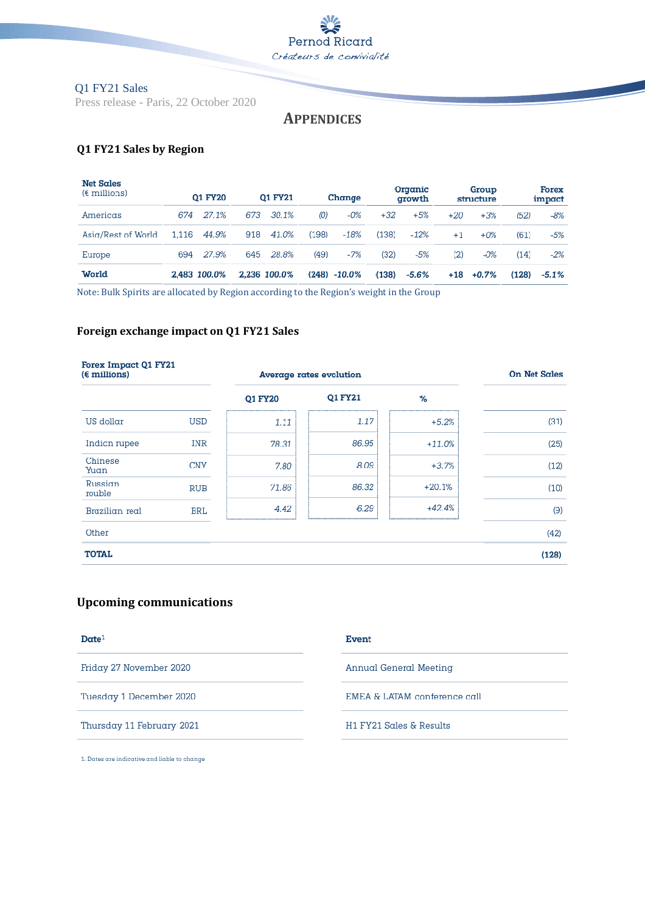Q1 FY21 Sales
Press release - Paris, 22 October 2020

# APPENDICES

### Q1 FY21 Sales by Region

| Net Sales (€ millions) | Q1 FY20 | | Q1 FY21 | | Change | | Organic growth | | Group structure | | Forex impact | |
|---|---|---|---|---|---|---|---|---|---|---|---|---|
| Americas | 674 | *27.1%* | 673 | *30.1%* | (0) | *-0%* | +32 | *+5%* | +20 | *+3%* | (52) | *-8%* |
| Asia/Rest of World | 1,116 | *44.9%* | 918 | *41.0%* | (198) | *-18%* | (138) | *-12%* | +1 | *+0%* | (61) | *-5%* |
| Europe | 694 | *27.9%* | 645 | *28.8%* | (49) | *-7%* | (32) | *-5%* | (2) | *-0%* | (14) | *-2%* |
| **World** | **2,483** | ***100.0%*** | **2,236** | ***100.0%*** | **(248)** | ***-10.0%*** | **(138)** | ***-5.6%*** | **+18** | ***+0.7%*** | **(128)** | ***-5.1%*** |

Note: Bulk Spirits are allocated by Region according to the Region's weight in the Group

### Foreign exchange impact on Q1 FY21 Sales

| Forex Impact Q1 FY21 (€ millions) | | Average rates evolution | | | On Net Sales |
|---|---|---|---|---|---|
| | | Q1 FY20 | Q1 FY21 | % | |
| US dollar | USD | *1.11* | *1.17* | *+5.2%* | (31) |
| Indian rupee | INR | *78.31* | *86.95* | *+11.0%* | (25) |
| Chinese Yuan | CNY | *7.80* | *8.09* | *+3.7%* | (12) |
| Russian rouble | RUB | *71.85* | *86.32* | *+20.1%* | (10) |
| Brazilian real | BRL | *4.42* | *6.29* | *+42.4%* | (9) |
| Other | | | | | (42) |
| **TOTAL** | | | | | **(128)** |

### Upcoming communications

| Date[1] | Event |
|---|---|
| Friday 27 November 2020 | Annual General Meeting |
| Tuesday 1 December 2020 | EMEA & LATAM conference call |
| Thursday 11 February 2021 | H1 FY21 Sales & Results |

1. Dates are indicative and liable to change